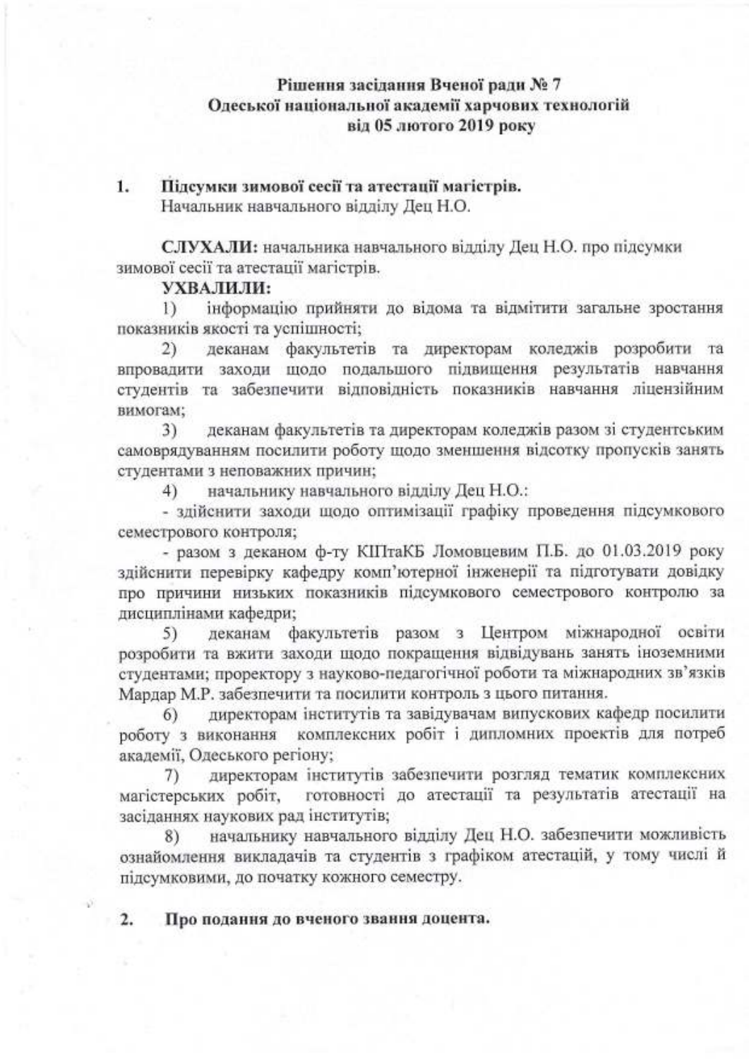**Рішення засідання Вченої ради № 7**
**Одеської національної академії харчових технологій**
**від 05 лютого 2019 року**

**1. Підсумки зимової сесії та атестації магістрів.**
Начальник навчального відділу Дец Н.О.

**СЛУХАЛИ:** начальника навчального відділу Дец Н.О. про підсумки зимової сесії та атестації магістрів.

**УХВАЛИЛИ:**

1) інформацію прийняти до відома та відмітити загальне зростання показників якості та успішності;

2) деканам факультетів та директорам коледжів розробити та впровадити заходи щодо подальшого підвищення результатів навчання студентів та забезпечити відповідність показників навчання ліцензійним вимогам;

3) деканам факультетів та директорам коледжів разом зі студентським самоврядуванням посилити роботу щодо зменшення відсотку пропусків занять студентами з неповажних причин;

4) начальнику навчального відділу Дец Н.О.:

- здійснити заходи щодо оптимізації графіку проведення підсумкового семестрового контроля;
- разом з деканом ф-ту КІПтаКБ Ломовцевим П.Б. до 01.03.2019 року здійснити перевірку кафедру комп'ютерної інженерії та підготувати довідку про причини низьких показників підсумкового семестрового контролю за дисциплінами кафедри;

5) деканам факультетів разом з Центром міжнародної освіти розробити та вжити заходи щодо покращення відвідувань занять іноземними студентами; проректору з науково-педагогічної роботи та міжнародних зв'язків Мардар М.Р. забезпечити та посилити контроль з цього питання.

6) директорам інститутів та завідувачам випускових кафедр посилити роботу з виконання комплексних робіт і дипломних проектів для потреб академії, Одеського регіону;

7) директорам інститутів забезпечити розгляд тематик комплексних магістерських робіт, готовності до атестації та результатів атестації на засіданнях наукових рад інститутів;

8) начальнику навчального відділу Дец Н.О. забезпечити можливість ознайомлення викладачів та студентів з графіком атестацій, у тому числі й підсумковими, до початку кожного семестру.

**2. Про подання до вченого звання доцента.**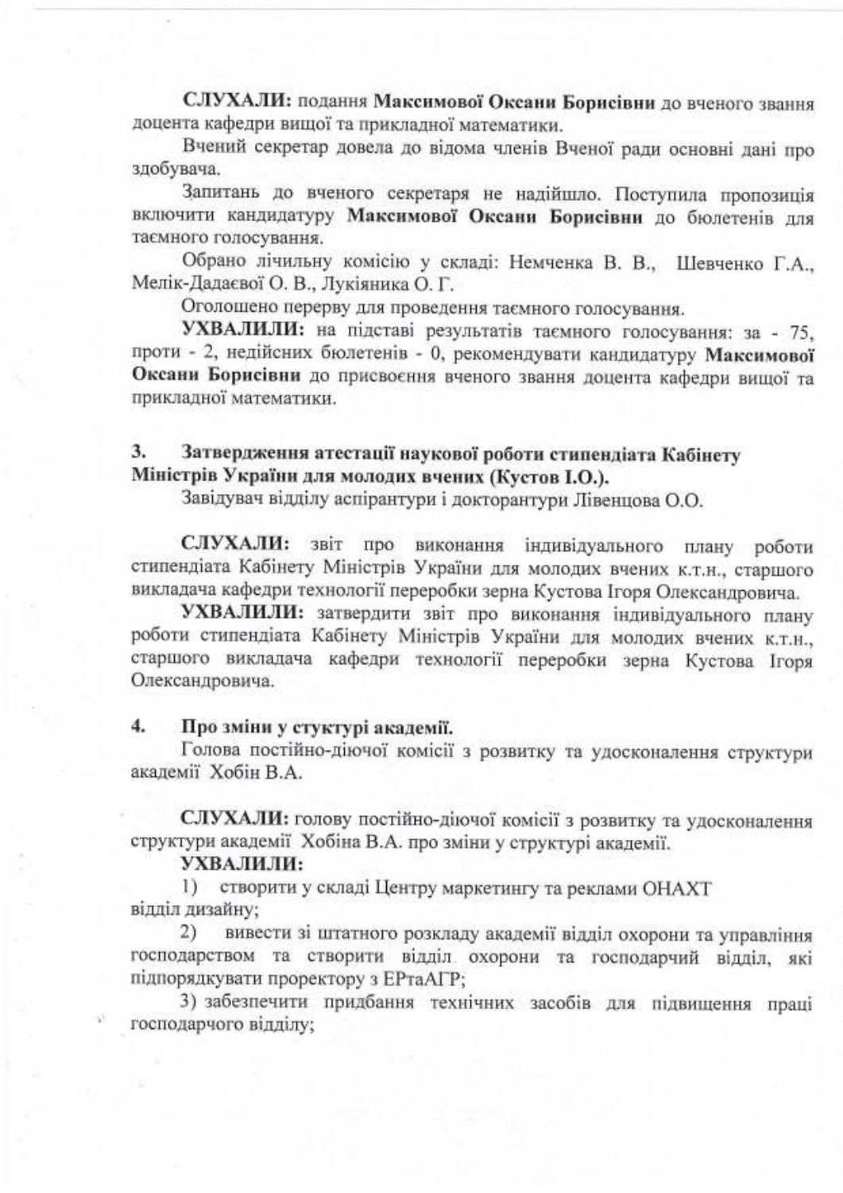**СЛУХАЛИ:** подання **Максимової Оксани Борисівни** до вченого звання доцента кафедри вищої та прикладної математики.

Вчений секретар довела до відома членів Вченої ради основні дані про здобувача.

Запитань до вченого секретаря не надійшло. Поступила пропозиція включити кандидатуру **Максимової Оксани Борисівни** до бюлетенів для таємного голосування.

Обрано лічильну комісію у складі: Немченка В. В., Шевченко Г.А., Мелік-Дадаєвої О. В., Лукіяника О. Г.

Оголошено перерву для проведення таємного голосування.

**УХВАЛИЛИ:** на підставі результатів таємного голосування: за - 75, проти - 2, недійсних бюлетенів - 0, рекомендувати кандидатуру **Максимової Оксани Борисівни** до присвоєння вченого звання доцента кафедри вищої та прикладної математики.

**3. Затвердження атестації наукової роботи стипендіата Кабінету Міністрів України для молодих вчених (Кустов І.О.).**

Завідувач відділу аспірантури і докторантури Лівенцова О.О.

**СЛУХАЛИ:** звіт про виконання індивідуального плану роботи стипендіата Кабінету Міністрів України для молодих вчених к.т.н., старшого викладача кафедри технології переробки зерна Кустова Ігоря Олександровича.

**УХВАЛИЛИ:** затвердити звіт про виконання індивідуального плану роботи стипендіата Кабінету Міністрів України для молодих вчених к.т.н., старшого викладача кафедри технології переробки зерна Кустова Ігоря Олександровича.

**4. Про зміни у стуктурі академії.**

Голова постійно-діючої комісії з розвитку та удосконалення структури академії Хобін В.А.

**СЛУХАЛИ:** голову постійно-діючої комісії з розвитку та удосконалення структури академії Хобіна В.А. про зміни у структурі академії.

**УХВАЛИЛИ:**

1) створити у складі Центру маркетингу та реклами ОНАХТ відділ дизайну;

2) вивести зі штатного розкладу академії відділ охорони та управління господарством та створити відділ охорони та господарчий відділ, які підпорядкувати проректору з ЕРтаАГР;

3) забезпечити придбання технічних засобів для підвищення праці господарчого відділу;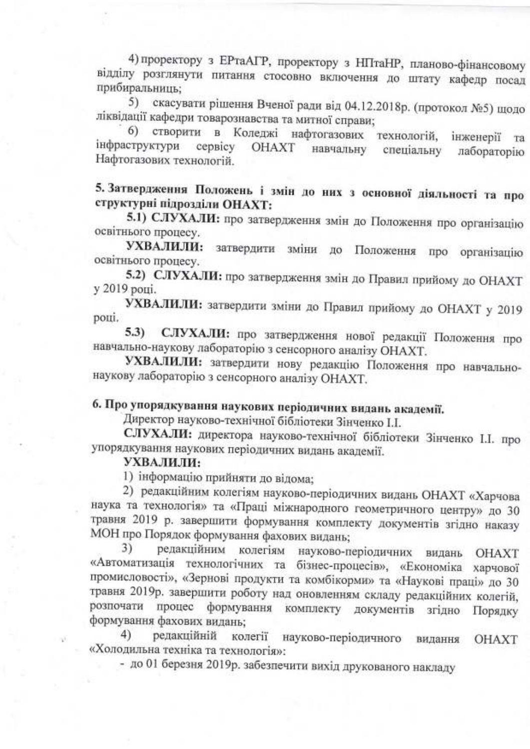4) проректору з ЕРтаАГР, проректору з НПтаНР, планово-фінансовому відділу розглянути питання стосовно включення до штату кафедр посад прибиральниць;

5) скасувати рішення Вченої ради від 04.12.2018р. (протокол №5) щодо ліквідації кафедри товарознавства та митної справи;

6) створити в Коледжі нафтогазових технологій, інженерії та інфраструктури сервісу ОНАХТ навчальну спеціальну лабораторію Нафтогазових технологій.

**5. Затвердження Положень і змін до них з основної діяльності та про структурні підрозділи ОНАХТ:**

**5.1) СЛУХАЛИ:** про затвердження змін до Положення про організацію освітнього процесу.

**УХВАЛИЛИ:** затвердити зміни до Положення про організацію освітнього процесу.

**5.2) СЛУХАЛИ:** про затвердження змін до Правил прийому до ОНАХТ у 2019 році.

**УХВАЛИЛИ:** затвердити зміни до Правил прийому до ОНАХТ у 2019 році.

**5.3) СЛУХАЛИ:** про затвердження нової редакції Положення про навчально-наукову лабораторію з сенсорного аналізу ОНАХТ.

**УХВАЛИЛИ:** затвердити нову редакцію Положення про навчально-наукову лабораторію з сенсорного аналізу ОНАХТ.

**6. Про упорядкування наукових періодичних видань академії.**

Директор науково-технічної бібліотеки Зінченко І.І.

**СЛУХАЛИ:** директора науково-технічної бібліотеки Зінченко І.І. про упорядкування наукових періодичних видань академії.

**УХВАЛИЛИ:**

1) інформацію прийняти до відома;

2) редакційним колегіям науково-періодичних видань ОНАХТ «Харчова наука та технологія» та «Праці міжнародного геометричного центру» до 30 травня 2019 р. завершити формування комплекту документів згідно наказу МОН про Порядок формування фахових видань;

3) редакційним колегіям науково-періодичних видань ОНАХТ «Автоматизація технологічних та бізнес-процесів», «Економіка харчової промисловості», «Зернові продукти та комбікорми» та «Наукові праці» до 30 травня 2019р. завершити роботу над оновленням складу редакційних колегій, розпочати процес формування комплекту документів згідно Порядку формування фахових видань;

4) редакційній колегії науково-періодичного видання ОНАХТ «Холодильна техніка та технологія»:

- до 01 березня 2019р. забезпечити вихід друкованого накладу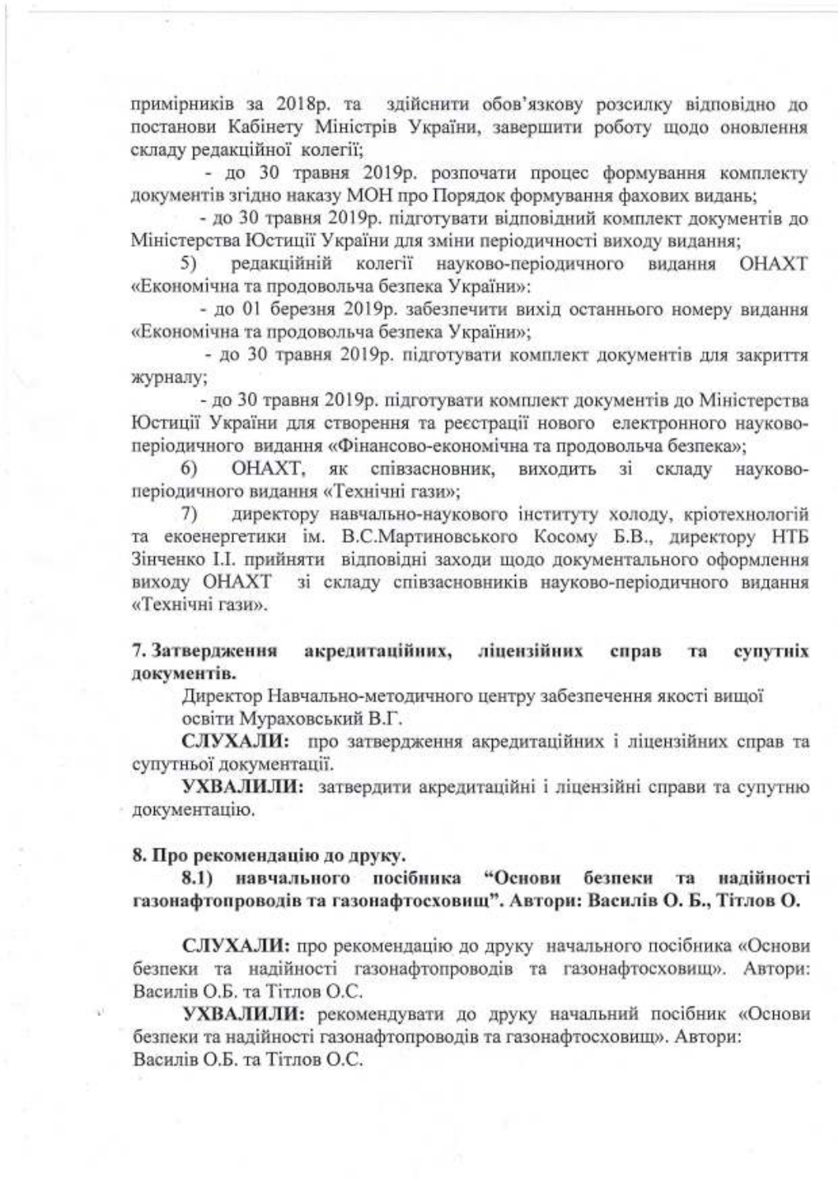примірників за 2018р. та здійснити обов'язкову розсилку відповідно до постанови Кабінету Міністрів України, завершити роботу щодо оновлення складу редакційної колегії;

- до 30 травня 2019р. розпочати процес формування комплекту документів згідно наказу МОН про Порядок формування фахових видань;
- до 30 травня 2019р. підготувати відповідний комплект документів до Міністерства Юстиції України для зміни періодичності виходу видання;

5) редакційній колегії науково-періодичного видання ОНАХТ «Економічна та продовольча безпека України»:

- до 01 березня 2019р. забезпечити вихід останнього номеру видання «Економічна та продовольча безпека України»;
- до 30 травня 2019р. підготувати комплект документів для закриття журналу;
- до 30 травня 2019р. підготувати комплект документів до Міністерства Юстиції України для створення та реєстрації нового електронного науково-періодичного видання «Фінансово-економічна та продовольча безпека»;

6) ОНАХТ, як співзасновник, виходить зі складу науково-періодичного видання «Технічні гази»;

7) директору навчально-наукового інституту холоду, кріотехнологій та екоенергетики ім. В.С.Мартиновського Косому Б.В., директору НТБ Зінченко І.І. прийняти відповідні заходи щодо документального оформлення виходу ОНАХТ зі складу співзасновників науково-періодичного видання «Технічні гази».

**7. Затвердження акредитаційних, ліцензійних справ та супутніх документів.**

Директор Навчально-методичного центру забезпечення якості вищої освіти Мураховський В.Г.

**СЛУХАЛИ:** про затвердження акредитаційних і ліцензійних справ та супутньої документації.

**УХВАЛИЛИ:** затвердити акредитаційні і ліцензійні справи та супутню документацію.

**8. Про рекомендацію до друку.**

**8.1) навчального посібника "Основи безпеки та надійності газонафтопроводів та газонафтосховищ". Автори: Василів О. Б., Тітлов О.**

**СЛУХАЛИ:** про рекомендацію до друку начального посібника «Основи безпеки та надійності газонафтопроводів та газонафтосховищ». Автори: Василів О.Б. та Тітлов О.С.

**УХВАЛИЛИ:** рекомендувати до друку начальний посібник «Основи безпеки та надійності газонафтопроводів та газонафтосховищ». Автори: Василів О.Б. та Тітлов О.С.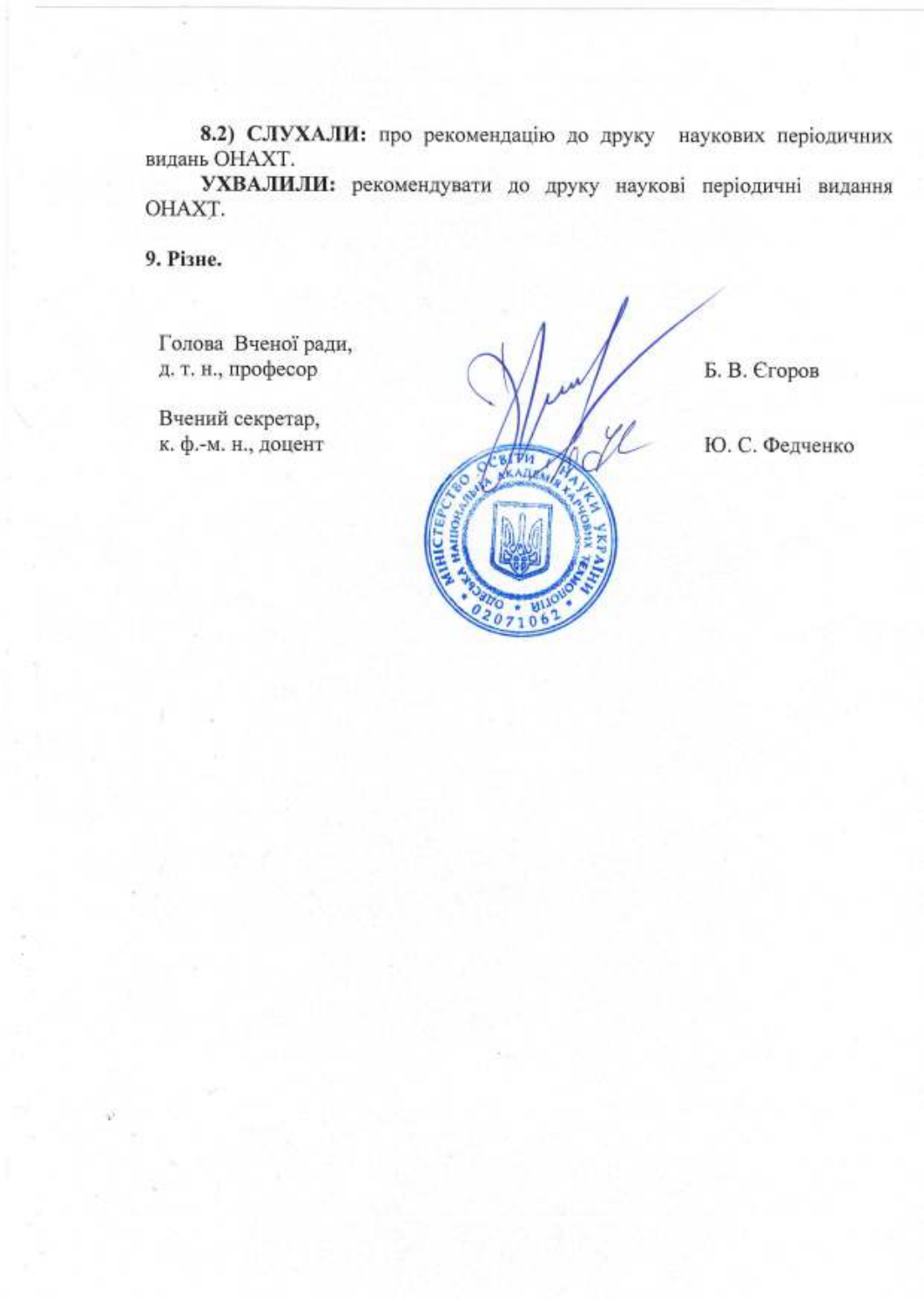**8.2) СЛУХАЛИ:** про рекомендацію до друку наукових періодичних видань ОНАХТ.

**УХВАЛИЛИ:** рекомендувати до друку наукові періодичні видання ОНАХТ.

**9. Різне.**

Голова Вченої ради,
д. т. н., професор — Б. В. Єгоров

Вчений секретар,
к. ф.-м. н., доцент — Ю. С. Федченко